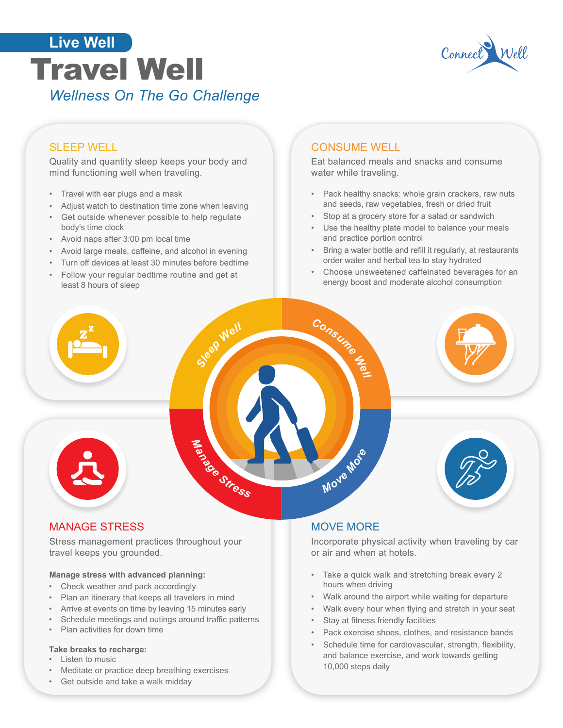Live Well

# Travel Well

*Wellness On The Go Challenge*

## SLEEP WELL

Quality and quantity sleep keeps your body and mind functioning well when traveling.

- Travel with ear plugs and a mask
- Adjust watch to destination time zone when leaving
- Get outside whenever possible to help regulate body's time clock
- Avoid naps after 3:00 pm local time
- Avoid large meals, caffeine, and alcohol in evening
- Turn off devices at least 30 minutes before bedtime
- Follow your regular bedtime routine and get at least 8 hours of sleep

## CONSUME WELL

Eat balanced meals and snacks and consume water while traveling.

- Pack healthy snacks: whole grain crackers, raw nuts and seeds, raw vegetables, fresh or dried fruit
- Stop at a grocery store for a salad or sandwich
- Use the healthy plate model to balance your meals and practice portion control
- Bring a water bottle and refill it regularly, at restaurants order water and herbal tea to stay hydrated
- Choose unsweetened caffeinated beverages for an energy boost and moderate alcohol consumption

## MANAGE STRESS

Stress management practices throughout your travel keeps you grounded.

**Manage stress with advanced planning:**

- Check weather and pack accordingly
- Plan an itinerary that keeps all travelers in mind
- Arrive at events on time by leaving 15 minutes early
- Schedule meetings and outings around traffic patterns
- Plan activities for down time

**Take breaks to recharge:**

- Listen to music
- Meditate or practice deep breathing exercises
- Get outside and take a walk midday

## MOVE MORE

Incorporate physical activity when traveling by car or air and when at hotels.

- Take a quick walk and stretching break every 2 hours when driving
- Walk around the airport while waiting for departure
- Walk every hour when flying and stretch in your seat
- Stay at fitness friendly facilities
- Pack exercise shoes, clothes, and resistance bands
- Schedule time for cardiovascular, strength, flexibility, and balance exercise, and work towards getting 10,000 steps daily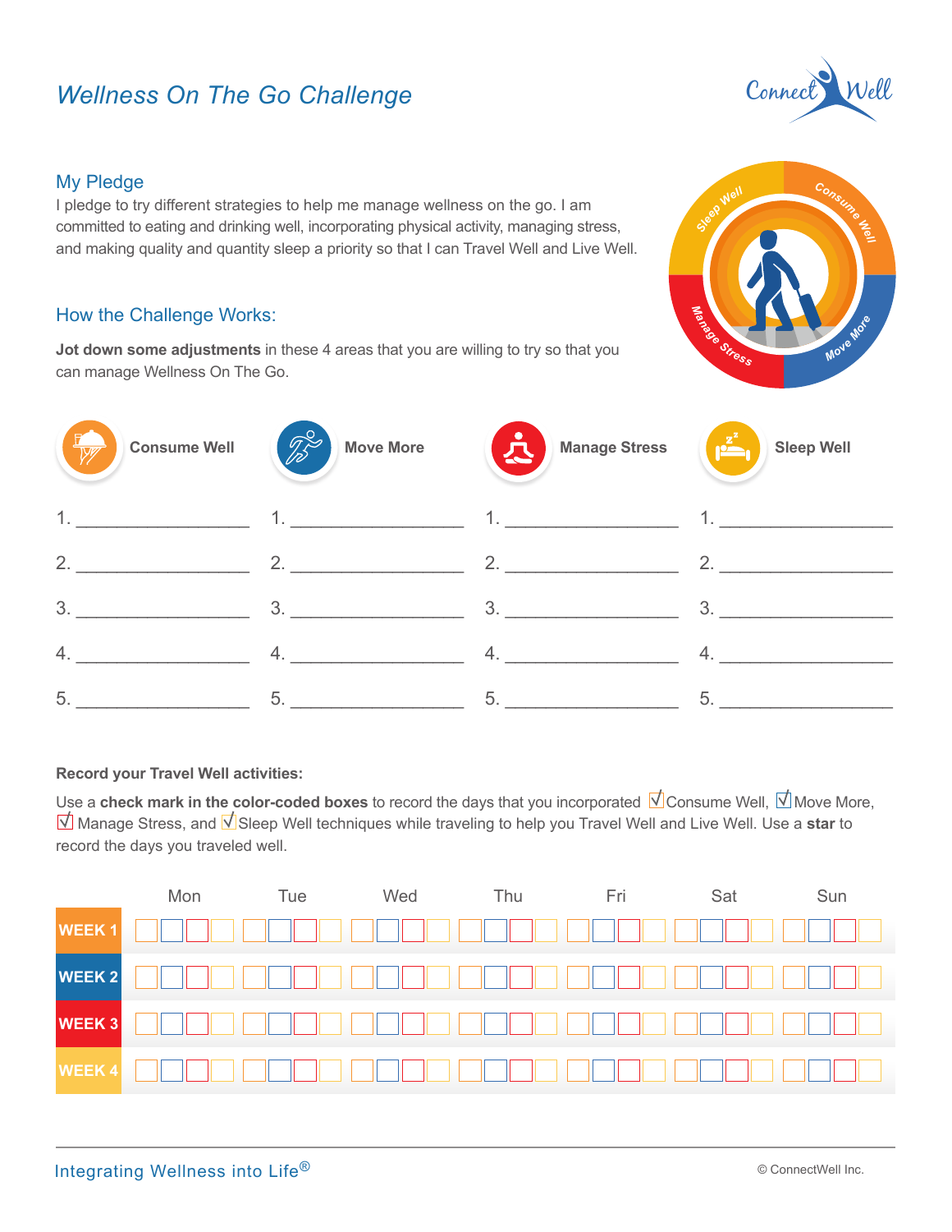# Wellness On The Go Challenge

## My Pledge

I pledge to try different strategies to help me manage wellness on the go. I am committed to eating and drinking well, incorporating physical activity, managing stress, and making quality and quantity sleep a priority so that I can Travel Well and Live Well.

Sleep Well
Consume Well
Manage Stress
Move More

## How the Challenge Works:

**Jot down some adjustments** in these 4 areas that you are willing to try so that you can manage Wellness On The Go.

| Consume Well | Move More | Manage Stress | Sleep Well |
|---|---|---|---|
| 1. ________________ | 1. ________________ | 1. ________________ | 1. ________________ |
| 2. ________________ | 2. ________________ | 2. ________________ | 2. ________________ |
| 3. ________________ | 3. ________________ | 3. ________________ | 3. ________________ |
| 4. ________________ | 4. ________________ | 4. ________________ | 4. ________________ |
| 5. ________________ | 5. ________________ | 5. ________________ | 5. ________________ |

**Record your Travel Well activities:**

Use a **check mark in the color-coded boxes** to record the days that you incorporated ☐ Consume Well, ☐ Move More, ☐ Manage Stress, and ☐ Sleep Well techniques while traveling to help you Travel Well and Live Well. Use a **star** to record the days you traveled well.

| | Mon | Tue | Wed | Thu | Fri | Sat | Sun |
|---|---|---|---|---|---|---|---|
| WEEK 1 | ☐☐☐☐ | ☐☐☐☐ | ☐☐☐☐ | ☐☐☐☐ | ☐☐☐☐ | ☐☐☐☐ | ☐☐☐☐ |
| WEEK 2 | ☐☐☐☐ | ☐☐☐☐ | ☐☐☐☐ | ☐☐☐☐ | ☐☐☐☐ | ☐☐☐☐ | ☐☐☐☐ |
| WEEK 3 | ☐☐☐☐ | ☐☐☐☐ | ☐☐☐☐ | ☐☐☐☐ | ☐☐☐☐ | ☐☐☐☐ | ☐☐☐☐ |
| WEEK 4 | ☐☐☐☐ | ☐☐☐☐ | ☐☐☐☐ | ☐☐☐☐ | ☐☐☐☐ | ☐☐☐☐ | ☐☐☐☐ |

Integrating Wellness into Life®

© ConnectWell Inc.